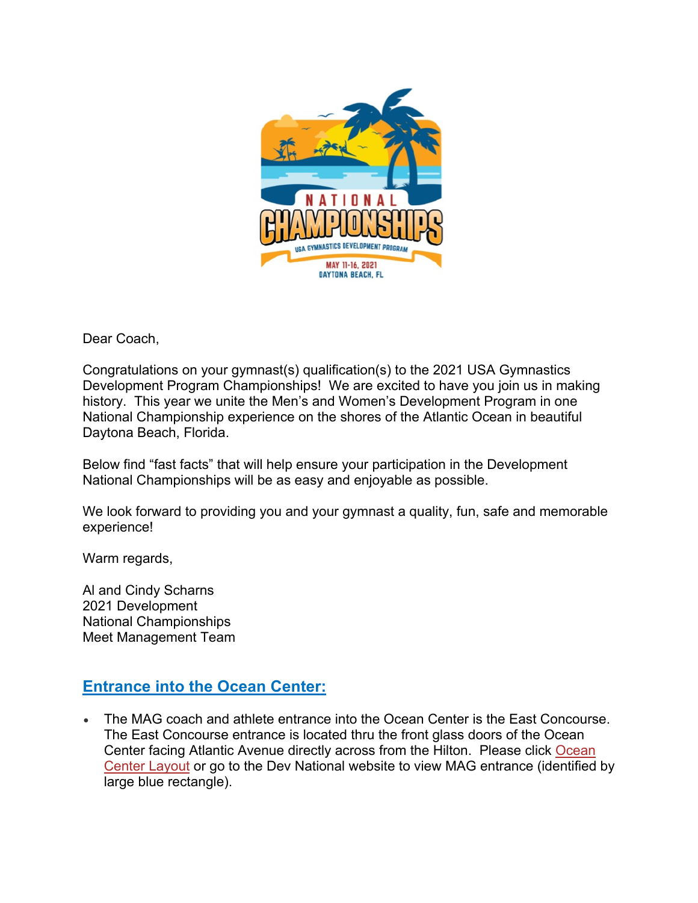Dear Coach,

Congratulations on your gymnast(s) qualification(s) to the 2021 USA Gymnastics Development Program Championships! We are excited to have you join us in making history. This year we unite the Men's and Women's Development Program in one National Championship experience on the shores of the Atlantic Ocean in beautiful Daytona Beach, Florida.

Below find "fast facts" that will help ensure your participation in the Development National Championships will be as easy and enjoyable as possible.

We look forward to providing you and your gymnast a quality, fun, safe and memorable experience!

Warm regards,

Al and Cindy Scharns
2021 Development
National Championships
Meet Management Team

## Entrance into the Ocean Center:

- The MAG coach and athlete entrance into the Ocean Center is the East Concourse. The East Concourse entrance is located thru the front glass doors of the Ocean Center facing Atlantic Avenue directly across from the Hilton. Please click Ocean Center Layout or go to the Dev National website to view MAG entrance (identified by large blue rectangle).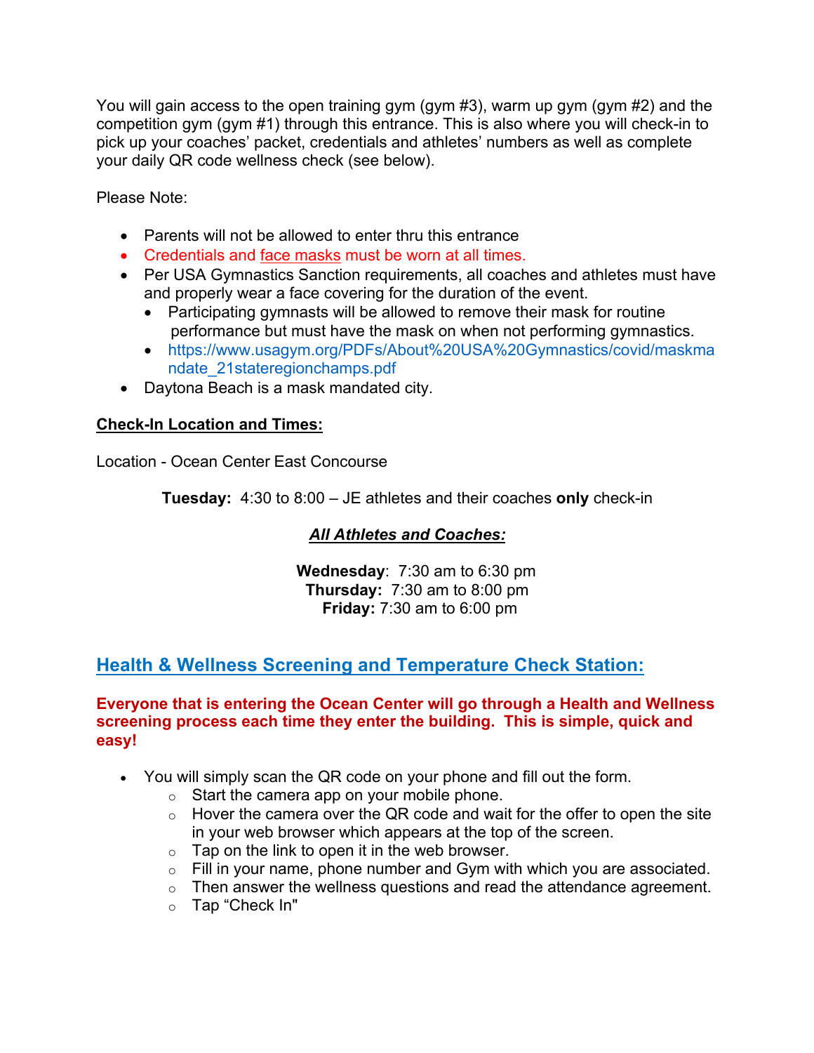You will gain access to the open training gym (gym #3), warm up gym (gym #2) and the competition gym (gym #1) through this entrance. This is also where you will check-in to pick up your coaches' packet, credentials and athletes' numbers as well as complete your daily QR code wellness check (see below).

Please Note:

- Parents will not be allowed to enter thru this entrance
- Credentials and face masks must be worn at all times.
- Per USA Gymnastics Sanction requirements, all coaches and athletes must have and properly wear a face covering for the duration of the event.
  - Participating gymnasts will be allowed to remove their mask for routine performance but must have the mask on when not performing gymnastics.
  - https://www.usagym.org/PDFs/About%20USA%20Gymnastics/covid/maskmandate_21stateregionchamps.pdf
- Daytona Beach is a mask mandated city.

**Check-In Location and Times:**

Location - Ocean Center East Concourse

**Tuesday:** 4:30 to 8:00 – JE athletes and their coaches **only** check-in

***All Athletes and Coaches:***

**Wednesday**: 7:30 am to 6:30 pm
**Thursday:** 7:30 am to 8:00 pm
**Friday:** 7:30 am to 6:00 pm

## Health & Wellness Screening and Temperature Check Station:

**Everyone that is entering the Ocean Center will go through a Health and Wellness screening process each time they enter the building. This is simple, quick and easy!**

- You will simply scan the QR code on your phone and fill out the form.
  - Start the camera app on your mobile phone.
  - Hover the camera over the QR code and wait for the offer to open the site in your web browser which appears at the top of the screen.
  - Tap on the link to open it in the web browser.
  - Fill in your name, phone number and Gym with which you are associated.
  - Then answer the wellness questions and read the attendance agreement.
  - Tap "Check In"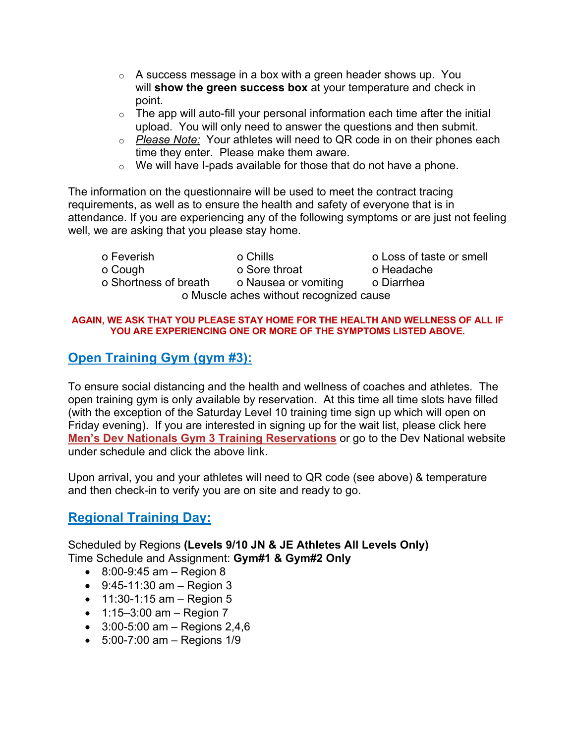- A success message in a box with a green header shows up. You will **show the green success box** at your temperature and check in point.
- The app will auto-fill your personal information each time after the initial upload. You will only need to answer the questions and then submit.
- *Please Note:* Your athletes will need to QR code in on their phones each time they enter. Please make them aware.
- We will have I-pads available for those that do not have a phone.

The information on the questionnaire will be used to meet the contract tracing requirements, as well as to ensure the health and safety of everyone that is in attendance. If you are experiencing any of the following symptoms or are just not feeling well, we are asking that you please stay home.

o Feverish
o Chills
o Loss of taste or smell
o Cough
o Sore throat
o Headache
o Shortness of breath
o Nausea or vomiting
o Diarrhea
o Muscle aches without recognized cause

**AGAIN, WE ASK THAT YOU PLEASE STAY HOME FOR THE HEALTH AND WELLNESS OF ALL IF YOU ARE EXPERIENCING ONE OR MORE OF THE SYMPTOMS LISTED ABOVE.**

## Open Training Gym (gym #3):

To ensure social distancing and the health and wellness of coaches and athletes. The open training gym is only available by reservation. At this time all time slots have filled (with the exception of the Saturday Level 10 training time sign up which will open on Friday evening). If you are interested in signing up for the wait list, please click here **Men's Dev Nationals Gym 3 Training Reservations** or go to the Dev National website under schedule and click the above link.

Upon arrival, you and your athletes will need to QR code (see above) & temperature and then check-in to verify you are on site and ready to go.

## Regional Training Day:

Scheduled by Regions **(Levels 9/10 JN & JE Athletes All Levels Only)**
Time Schedule and Assignment: **Gym#1 & Gym#2 Only**

- 8:00-9:45 am – Region 8
- 9:45-11:30 am – Region 3
- 11:30-1:15 am – Region 5
- 1:15–3:00 am – Region 7
- 3:00-5:00 am – Regions 2,4,6
- 5:00-7:00 am – Regions 1/9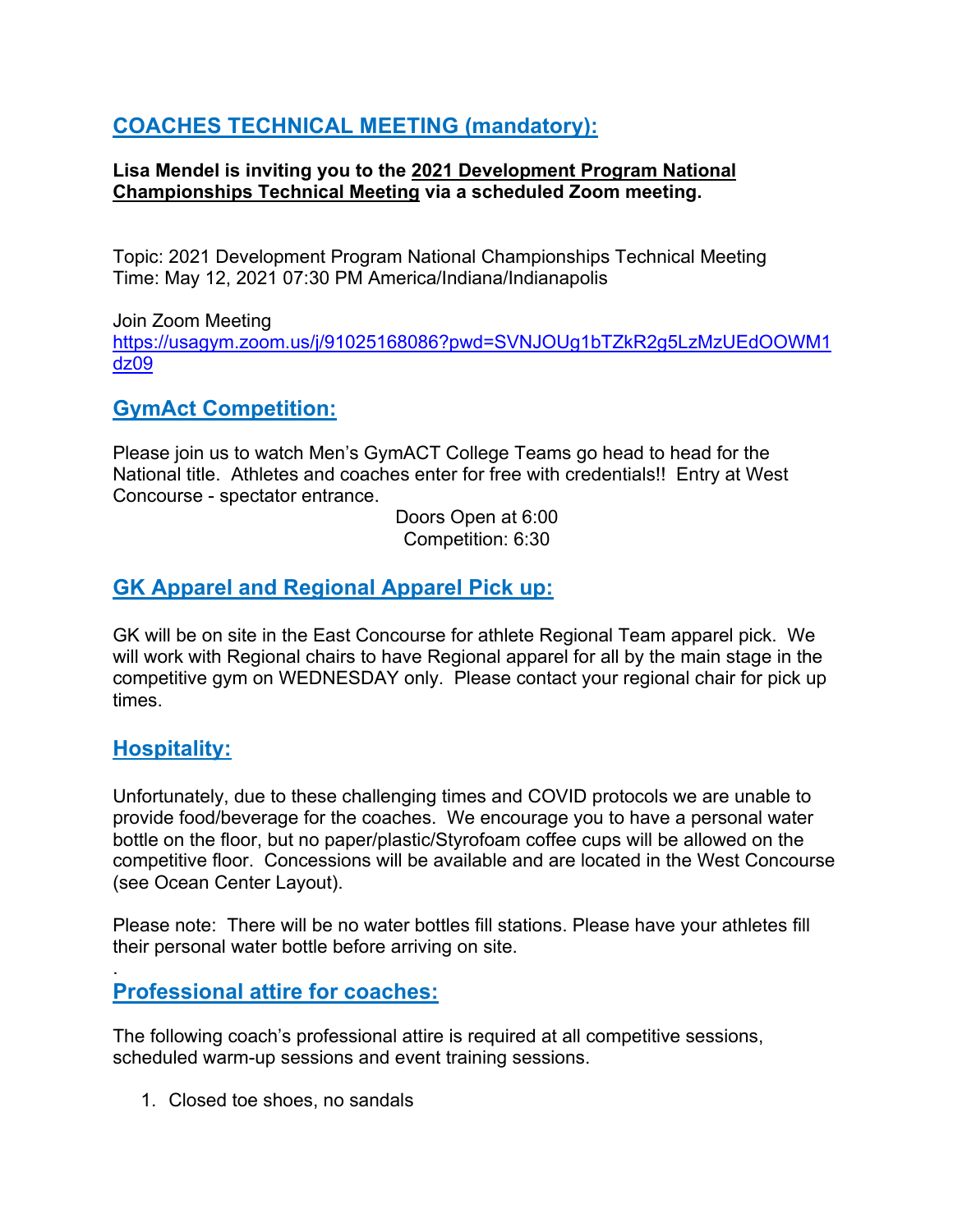## [COACHES TECHNICAL MEETING (mandatory):]()

**Lisa Mendel is inviting you to the 2021 Development Program National Championships Technical Meeting via a scheduled Zoom meeting.**

Topic: 2021 Development Program National Championships Technical Meeting
Time: May 12, 2021 07:30 PM America/Indiana/Indianapolis

Join Zoom Meeting
https://usagym.zoom.us/j/91025168086?pwd=SVNJOUg1bTZkR2g5LzMzUEdOOWM1dz09

## GymAct Competition:

Please join us to watch Men's GymACT College Teams go head to head for the National title. Athletes and coaches enter for free with credentials!! Entry at West Concourse - spectator entrance.

Doors Open at 6:00
Competition: 6:30

## GK Apparel and Regional Apparel Pick up:

GK will be on site in the East Concourse for athlete Regional Team apparel pick. We will work with Regional chairs to have Regional apparel for all by the main stage in the competitive gym on WEDNESDAY only. Please contact your regional chair for pick up times.

## Hospitality:

Unfortunately, due to these challenging times and COVID protocols we are unable to provide food/beverage for the coaches. We encourage you to have a personal water bottle on the floor, but no paper/plastic/Styrofoam coffee cups will be allowed on the competitive floor. Concessions will be available and are located in the West Concourse (see Ocean Center Layout).

Please note: There will be no water bottles fill stations. Please have your athletes fill their personal water bottle before arriving on site.

.

## Professional attire for coaches:

The following coach's professional attire is required at all competitive sessions, scheduled warm-up sessions and event training sessions.

1. Closed toe shoes, no sandals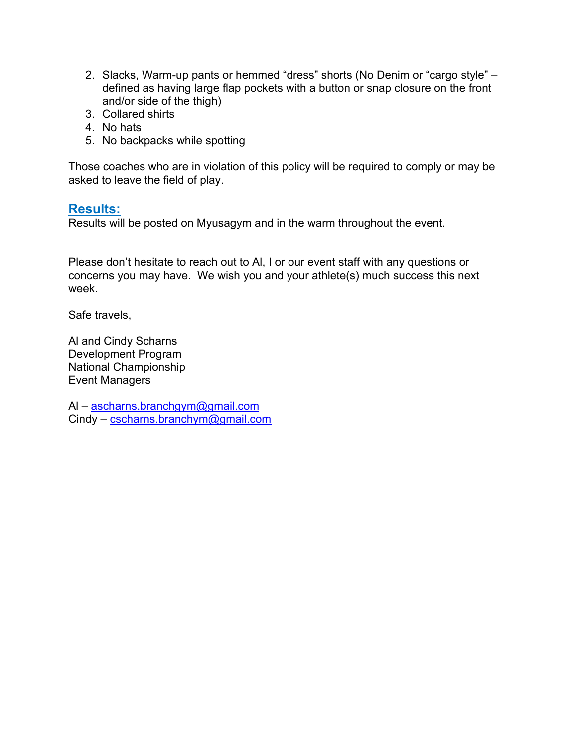2. Slacks, Warm-up pants or hemmed "dress" shorts (No Denim or "cargo style" – defined as having large flap pockets with a button or snap closure on the front and/or side of the thigh)
3. Collared shirts
4. No hats
5. No backpacks while spotting

Those coaches who are in violation of this policy will be required to comply or may be asked to leave the field of play.

## Results:

Results will be posted on Myusagym and in the warm throughout the event.

Please don't hesitate to reach out to Al, I or our event staff with any questions or concerns you may have. We wish you and your athlete(s) much success this next week.

Safe travels,

Al and Cindy Scharns
Development Program
National Championship
Event Managers

Al – ascharns.branchgym@gmail.com
Cindy – cscharns.branchym@gmail.com